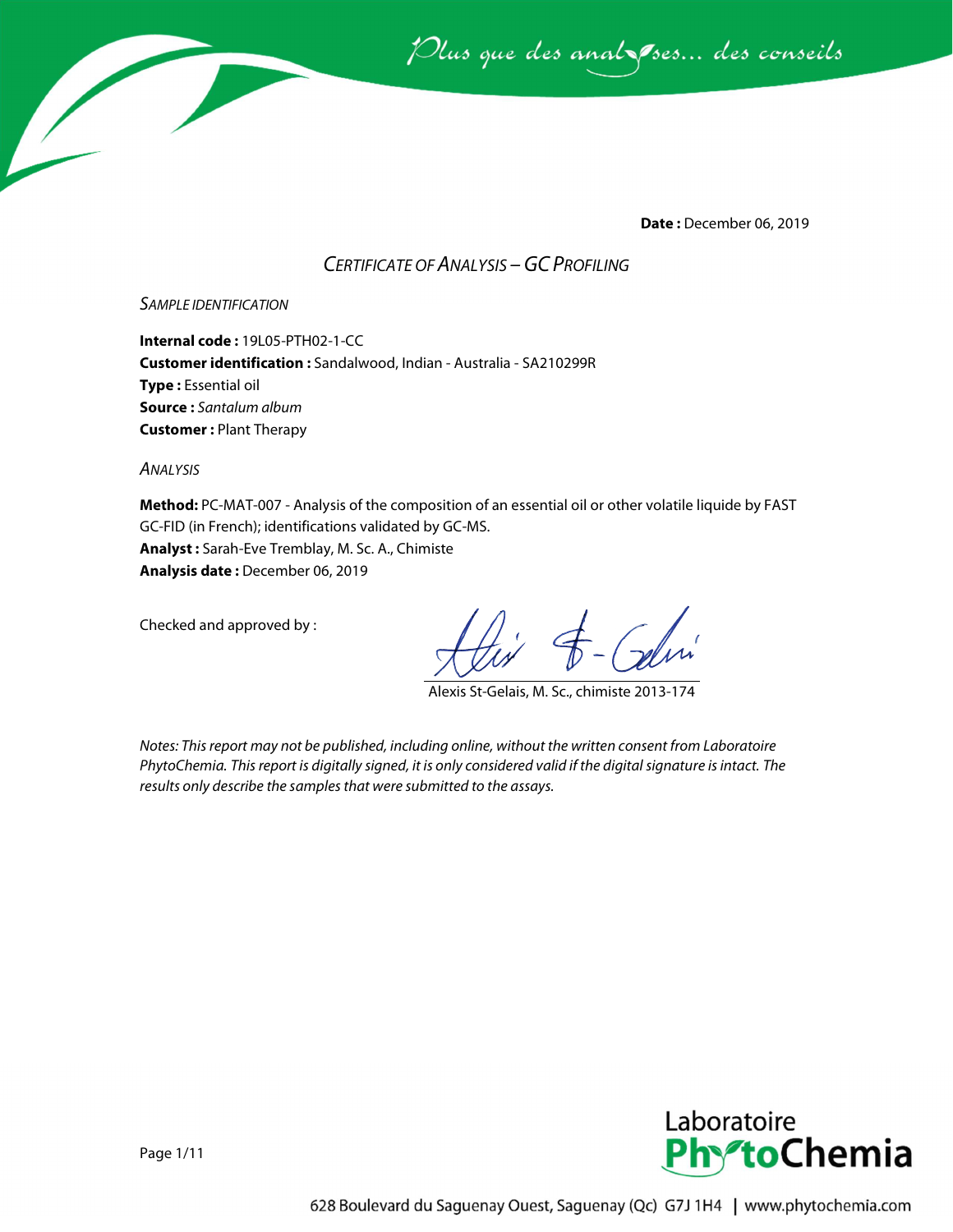**Date :** December 06, 2019

# *CERTIFICATE OF ANALYSIS – GC PROFILING*

## *SAMPLE IDENTIFICATION*

**Internal code :** 19L05-PTH02-1-CC
**Customer identification :** Sandalwood, Indian - Australia - SA210299R
**Type :** Essential oil
**Source :** *Santalum album*
**Customer :** Plant Therapy

## *ANALYSIS*

**Method:** PC-MAT-007 - Analysis of the composition of an essential oil or other volatile liquide by FAST GC-FID (in French); identifications validated by GC-MS.
**Analyst :** Sarah-Eve Tremblay, M. Sc. A., Chimiste
**Analysis date :** December 06, 2019

Checked and approved by :

Alexis St-Gelais, M. Sc., chimiste 2013-174

*Notes: This report may not be published, including online, without the written consent from Laboratoire PhytoChemia. This report is digitally signed, it is only considered valid if the digital signature is intact. The results only describe the samples that were submitted to the assays.*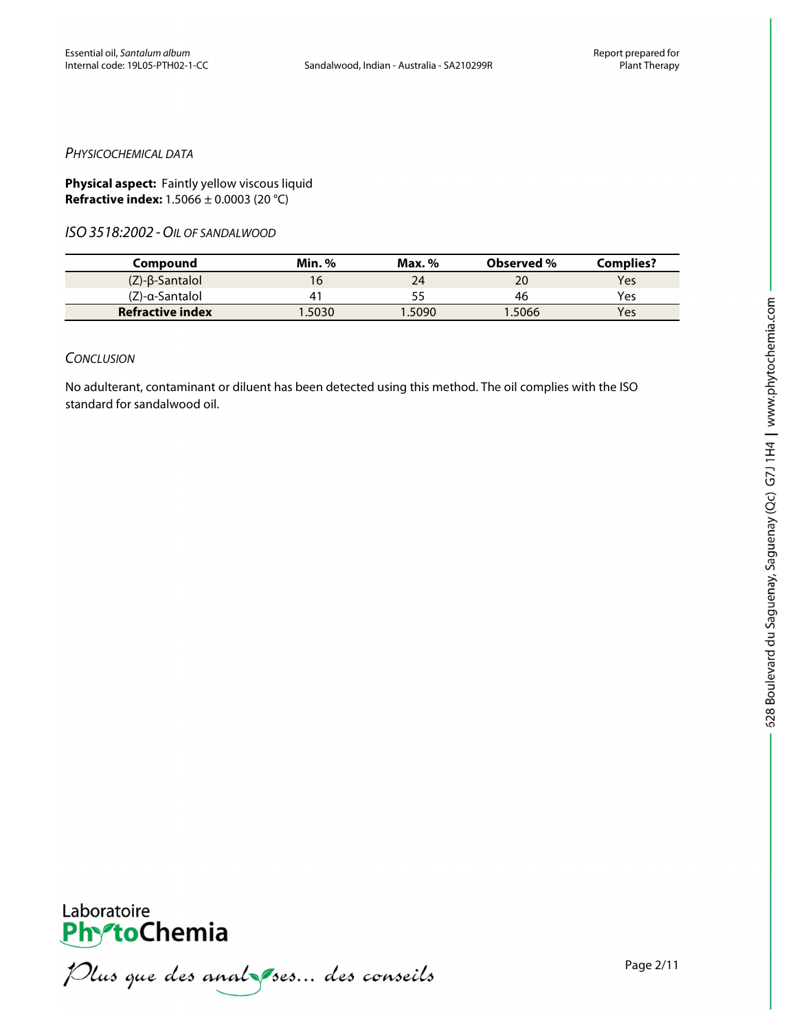*PHYSICOCHEMICAL DATA*

**Physical aspect:** Faintly yellow viscous liquid
**Refractive index:** 1.5066 ± 0.0003 (20 °C)

*ISO 3518:2002 - OIL OF SANDALWOOD*

| Compound | Min. % | Max. % | Observed % | Complies? |
|---|---|---|---|---|
| (Z)-β-Santalol | 16 | 24 | 20 | Yes |
| (Z)-α-Santalol | 41 | 55 | 46 | Yes |
| **Refractive index** | 1.5030 | 1.5090 | 1.5066 | Yes |

*CONCLUSION*

No adulterant, contaminant or diluent has been detected using this method. The oil complies with the ISO standard for sandalwood oil.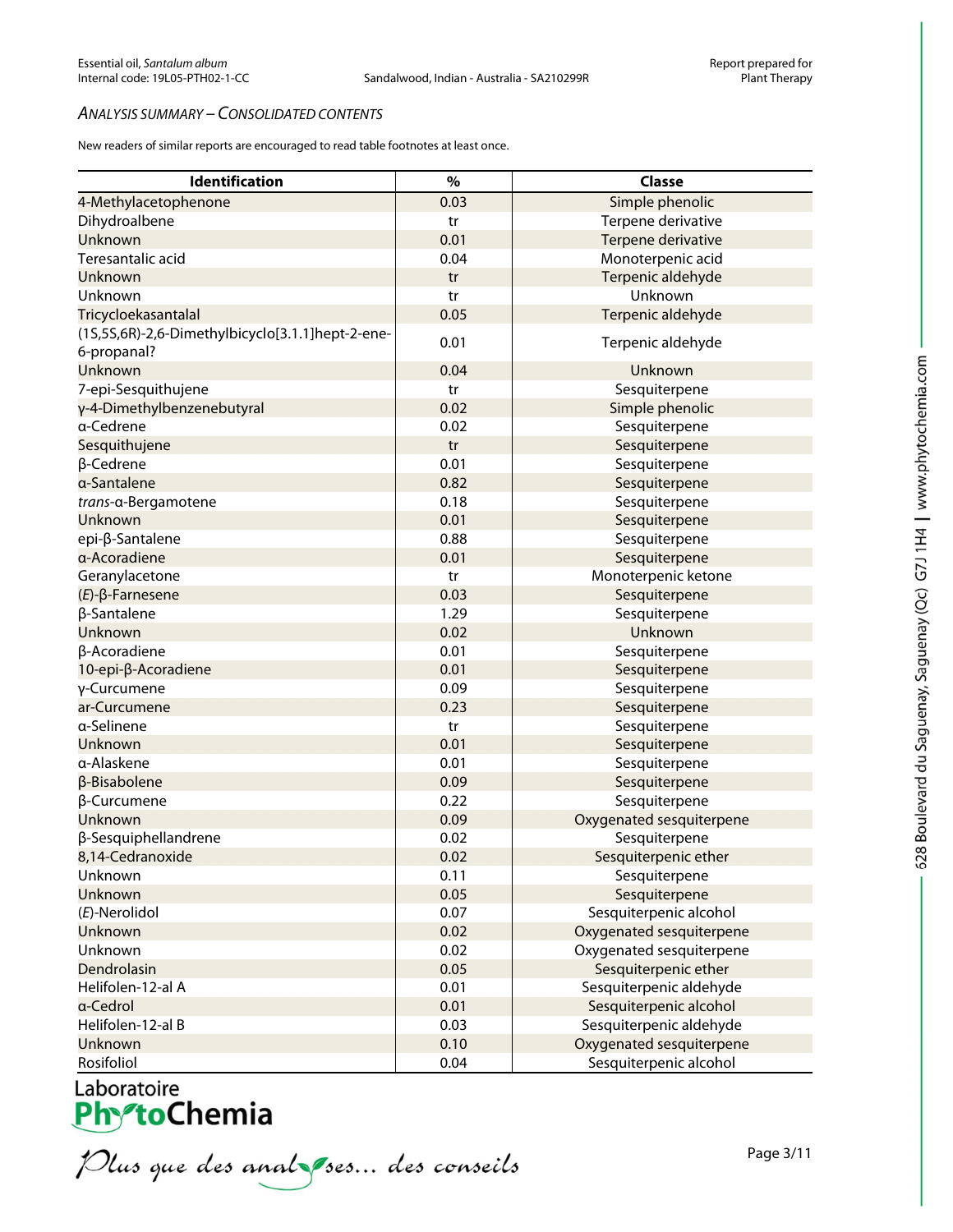*ANALYSIS SUMMARY – CONSOLIDATED CONTENTS*

New readers of similar reports are encouraged to read table footnotes at least once.

| Identification | % | Classe |
|---|---|---|
| 4-Methylacetophenone | 0.03 | Simple phenolic |
| Dihydroalbene | tr | Terpene derivative |
| Unknown | 0.01 | Terpene derivative |
| Teresantalic acid | 0.04 | Monoterpenic acid |
| Unknown | tr | Terpenic aldehyde |
| Unknown | tr | Unknown |
| Tricycloekasantalal | 0.05 | Terpenic aldehyde |
| (1S,5S,6R)-2,6-Dimethylbicyclo[3.1.1]hept-2-ene-6-propanal? | 0.01 | Terpenic aldehyde |
| Unknown | 0.04 | Unknown |
| 7-epi-Sesquithujene | tr | Sesquiterpene |
| γ-4-Dimethylbenzenebutyral | 0.02 | Simple phenolic |
| α-Cedrene | 0.02 | Sesquiterpene |
| Sesquithujene | tr | Sesquiterpene |
| β-Cedrene | 0.01 | Sesquiterpene |
| α-Santalene | 0.82 | Sesquiterpene |
| *trans*-α-Bergamotene | 0.18 | Sesquiterpene |
| Unknown | 0.01 | Sesquiterpene |
| epi-β-Santalene | 0.88 | Sesquiterpene |
| α-Acoradiene | 0.01 | Sesquiterpene |
| Geranylacetone | tr | Monoterpenic ketone |
| (*E*)-β-Farnesene | 0.03 | Sesquiterpene |
| β-Santalene | 1.29 | Sesquiterpene |
| Unknown | 0.02 | Unknown |
| β-Acoradiene | 0.01 | Sesquiterpene |
| 10-epi-β-Acoradiene | 0.01 | Sesquiterpene |
| γ-Curcumene | 0.09 | Sesquiterpene |
| ar-Curcumene | 0.23 | Sesquiterpene |
| α-Selinene | tr | Sesquiterpene |
| Unknown | 0.01 | Sesquiterpene |
| α-Alaskene | 0.01 | Sesquiterpene |
| β-Bisabolene | 0.09 | Sesquiterpene |
| β-Curcumene | 0.22 | Sesquiterpene |
| Unknown | 0.09 | Oxygenated sesquiterpene |
| β-Sesquiphellandrene | 0.02 | Sesquiterpene |
| 8,14-Cedranoxide | 0.02 | Sesquiterpenic ether |
| Unknown | 0.11 | Sesquiterpene |
| Unknown | 0.05 | Sesquiterpene |
| (*E*)-Nerolidol | 0.07 | Sesquiterpenic alcohol |
| Unknown | 0.02 | Oxygenated sesquiterpene |
| Unknown | 0.02 | Oxygenated sesquiterpene |
| Dendrolasin | 0.05 | Sesquiterpenic ether |
| Helifolen-12-al A | 0.01 | Sesquiterpenic aldehyde |
| α-Cedrol | 0.01 | Sesquiterpenic alcohol |
| Helifolen-12-al B | 0.03 | Sesquiterpenic aldehyde |
| Unknown | 0.10 | Oxygenated sesquiterpene |
| Rosifoliol | 0.04 | Sesquiterpenic alcohol |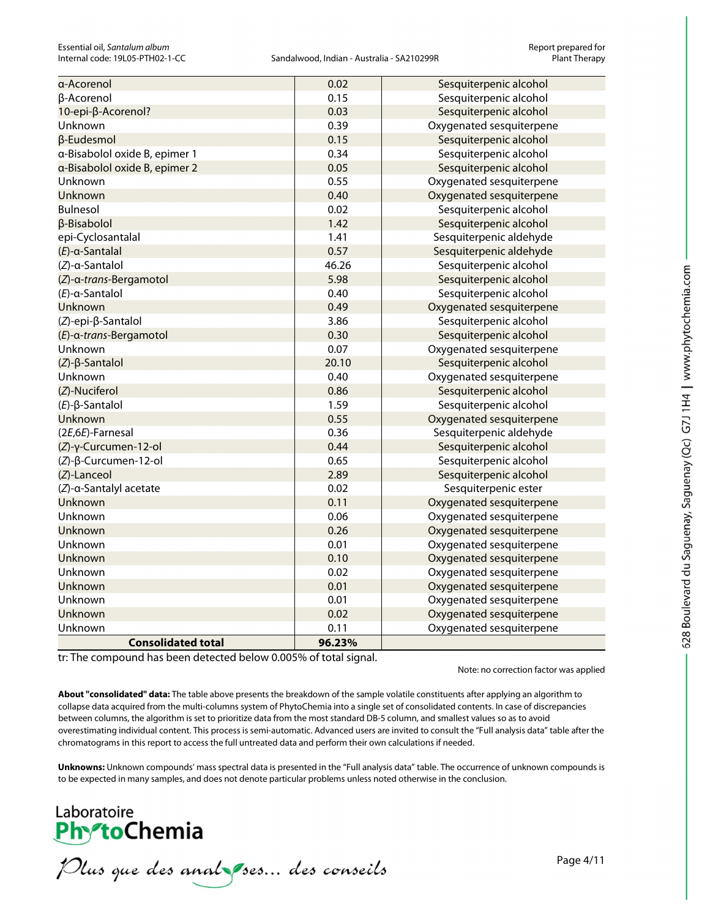| α-Acorenol | 0.02 | Sesquiterpenic alcohol |
|---|---|---|
| β-Acorenol | 0.15 | Sesquiterpenic alcohol |
| 10-epi-β-Acorenol? | 0.03 | Sesquiterpenic alcohol |
| Unknown | 0.39 | Oxygenated sesquiterpene |
| β-Eudesmol | 0.15 | Sesquiterpenic alcohol |
| α-Bisabolol oxide B, epimer 1 | 0.34 | Sesquiterpenic alcohol |
| α-Bisabolol oxide B, epimer 2 | 0.05 | Sesquiterpenic alcohol |
| Unknown | 0.55 | Oxygenated sesquiterpene |
| Unknown | 0.40 | Oxygenated sesquiterpene |
| Bulnesol | 0.02 | Sesquiterpenic alcohol |
| β-Bisabolol | 1.42 | Sesquiterpenic alcohol |
| epi-Cyclosantalal | 1.41 | Sesquiterpenic aldehyde |
| (*E*)-α-Santalal | 0.57 | Sesquiterpenic aldehyde |
| (*Z*)-α-Santalol | 46.26 | Sesquiterpenic alcohol |
| (*Z*)-α-*trans*-Bergamotol | 5.98 | Sesquiterpenic alcohol |
| (*E*)-α-Santalol | 0.40 | Sesquiterpenic alcohol |
| Unknown | 0.49 | Oxygenated sesquiterpene |
| (*Z*)-epi-β-Santalol | 3.86 | Sesquiterpenic alcohol |
| (*E*)-α-*trans*-Bergamotol | 0.30 | Sesquiterpenic alcohol |
| Unknown | 0.07 | Oxygenated sesquiterpene |
| (*Z*)-β-Santalol | 20.10 | Sesquiterpenic alcohol |
| Unknown | 0.40 | Oxygenated sesquiterpene |
| (*Z*)-Nuciferol | 0.86 | Sesquiterpenic alcohol |
| (*E*)-β-Santalol | 1.59 | Sesquiterpenic alcohol |
| Unknown | 0.55 | Oxygenated sesquiterpene |
| (2*E*,6*E*)-Farnesal | 0.36 | Sesquiterpenic aldehyde |
| (*Z*)-γ-Curcumen-12-ol | 0.44 | Sesquiterpenic alcohol |
| (*Z*)-β-Curcumen-12-ol | 0.65 | Sesquiterpenic alcohol |
| (*Z*)-Lanceol | 2.89 | Sesquiterpenic alcohol |
| (*Z*)-α-Santalyl acetate | 0.02 | Sesquiterpenic ester |
| Unknown | 0.11 | Oxygenated sesquiterpene |
| Unknown | 0.06 | Oxygenated sesquiterpene |
| Unknown | 0.26 | Oxygenated sesquiterpene |
| Unknown | 0.01 | Oxygenated sesquiterpene |
| Unknown | 0.10 | Oxygenated sesquiterpene |
| Unknown | 0.02 | Oxygenated sesquiterpene |
| Unknown | 0.01 | Oxygenated sesquiterpene |
| Unknown | 0.01 | Oxygenated sesquiterpene |
| Unknown | 0.02 | Oxygenated sesquiterpene |
| Unknown | 0.11 | Oxygenated sesquiterpene |
| **Consolidated total** | **96.23%** | |

tr: The compound has been detected below 0.005% of total signal.

Note: no correction factor was applied

**About "consolidated" data:** The table above presents the breakdown of the sample volatile constituents after applying an algorithm to collapse data acquired from the multi-columns system of PhytoChemia into a single set of consolidated contents. In case of discrepancies between columns, the algorithm is set to prioritize data from the most standard DB-5 column, and smallest values so as to avoid overestimating individual content. This process is semi-automatic. Advanced users are invited to consult the "Full analysis data" table after the chromatograms in this report to access the full untreated data and perform their own calculations if needed.

**Unknowns:** Unknown compounds' mass spectral data is presented in the "Full analysis data" table. The occurrence of unknown compounds is to be expected in many samples, and does not denote particular problems unless noted otherwise in the conclusion.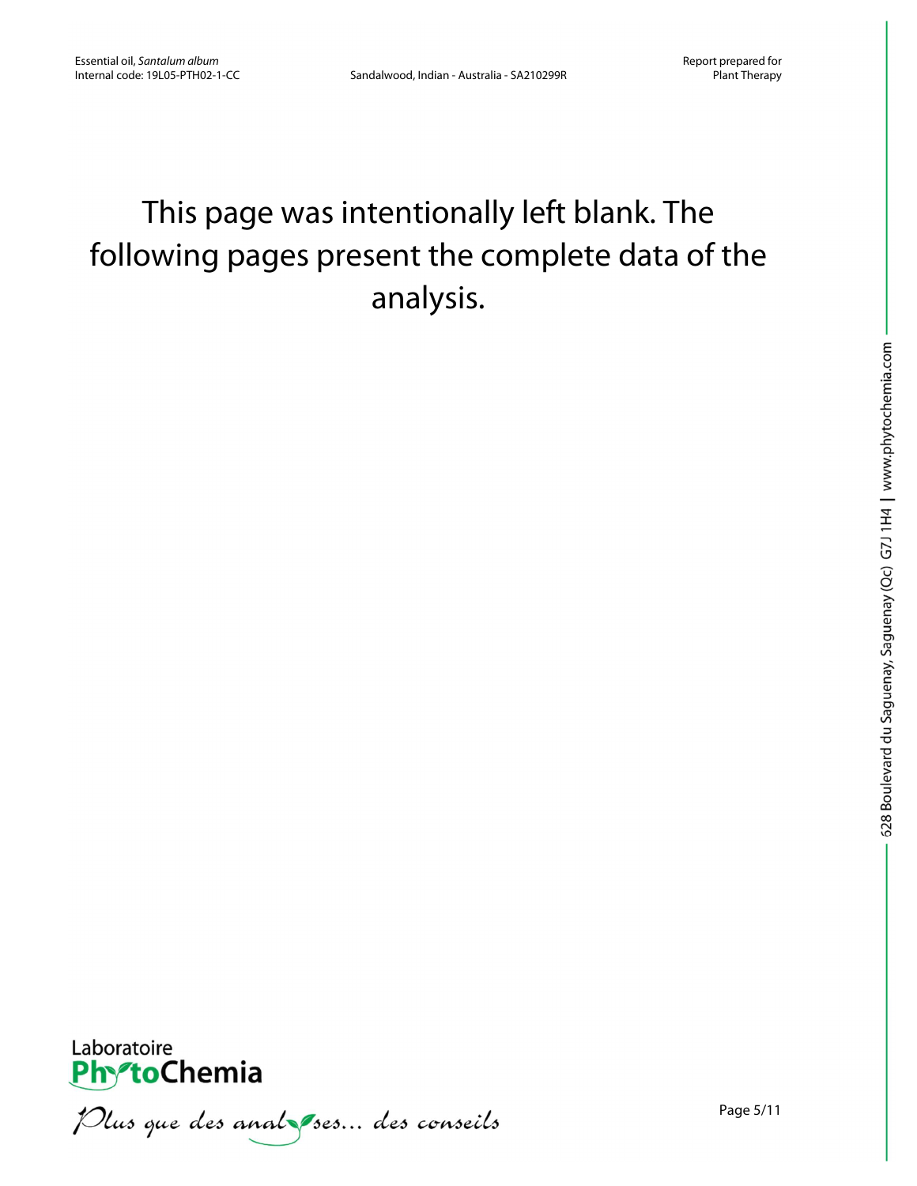This page was intentionally left blank. The following pages present the complete data of the analysis.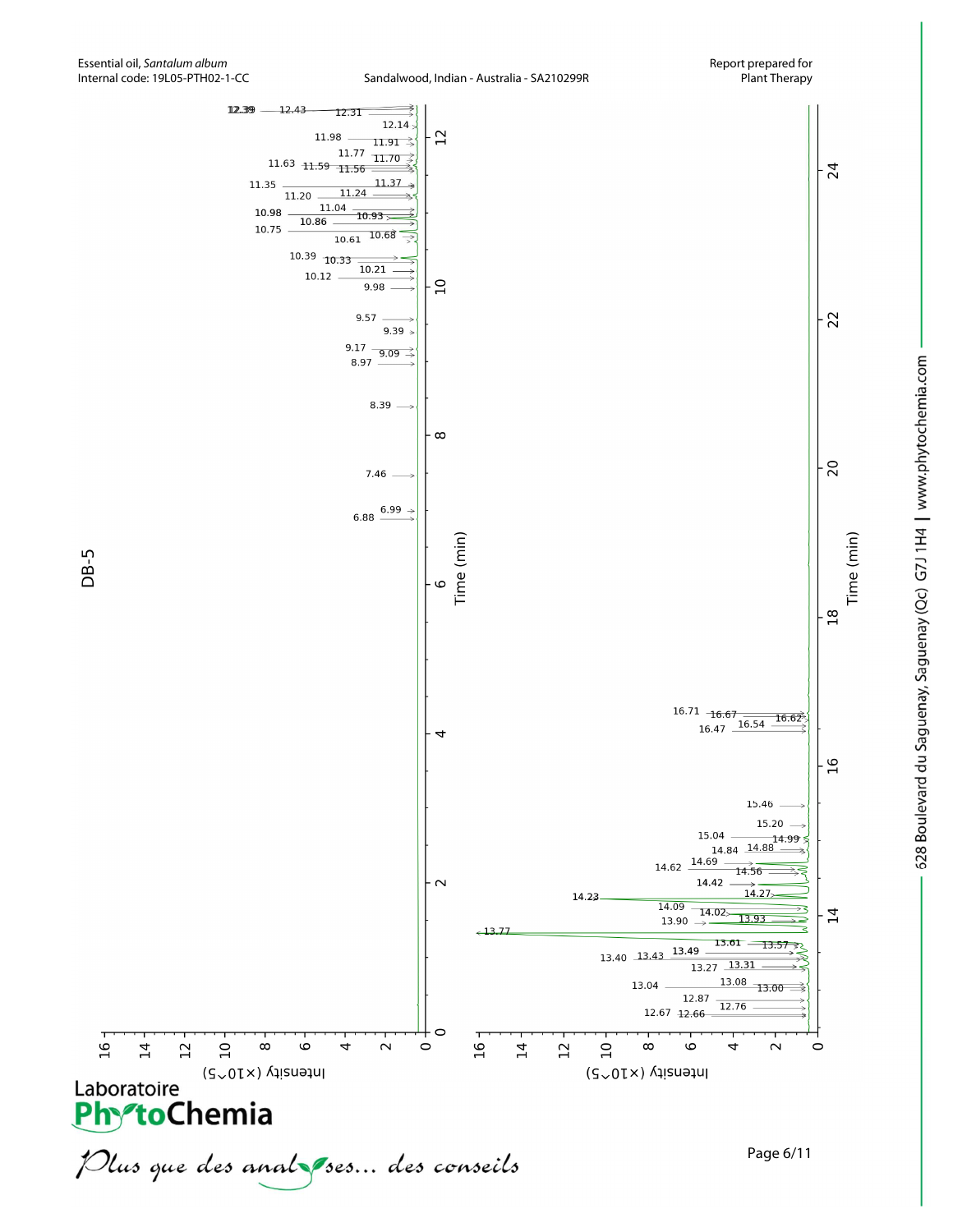DB-5

Time (min)

Intensity (×10^5)

12.39 12.43 12.31 12.14 11.98 11.91 11.77 11.70 11.63 11.59 11.56 11.35 11.37 11.20 11.24 11.04 10.98 10.93 10.86 10.75 10.68 10.61 10.39 10.33 10.21 10.12 9.98 9.57 9.39 9.17 9.09 8.97 8.39 7.46 6.99 6.88

16.71 16.67 16.62 16.54 16.47 15.46 15.20 15.04 14.99 14.84 14.88 14.69 14.62 14.56 14.42 14.27 14.23 14.09 14.02 13.93 13.90 13.77 13.61 13.57 13.49 13.40 13.43 13.27 13.31 13.08 13.04 13.00 12.87 12.76 12.67 12.66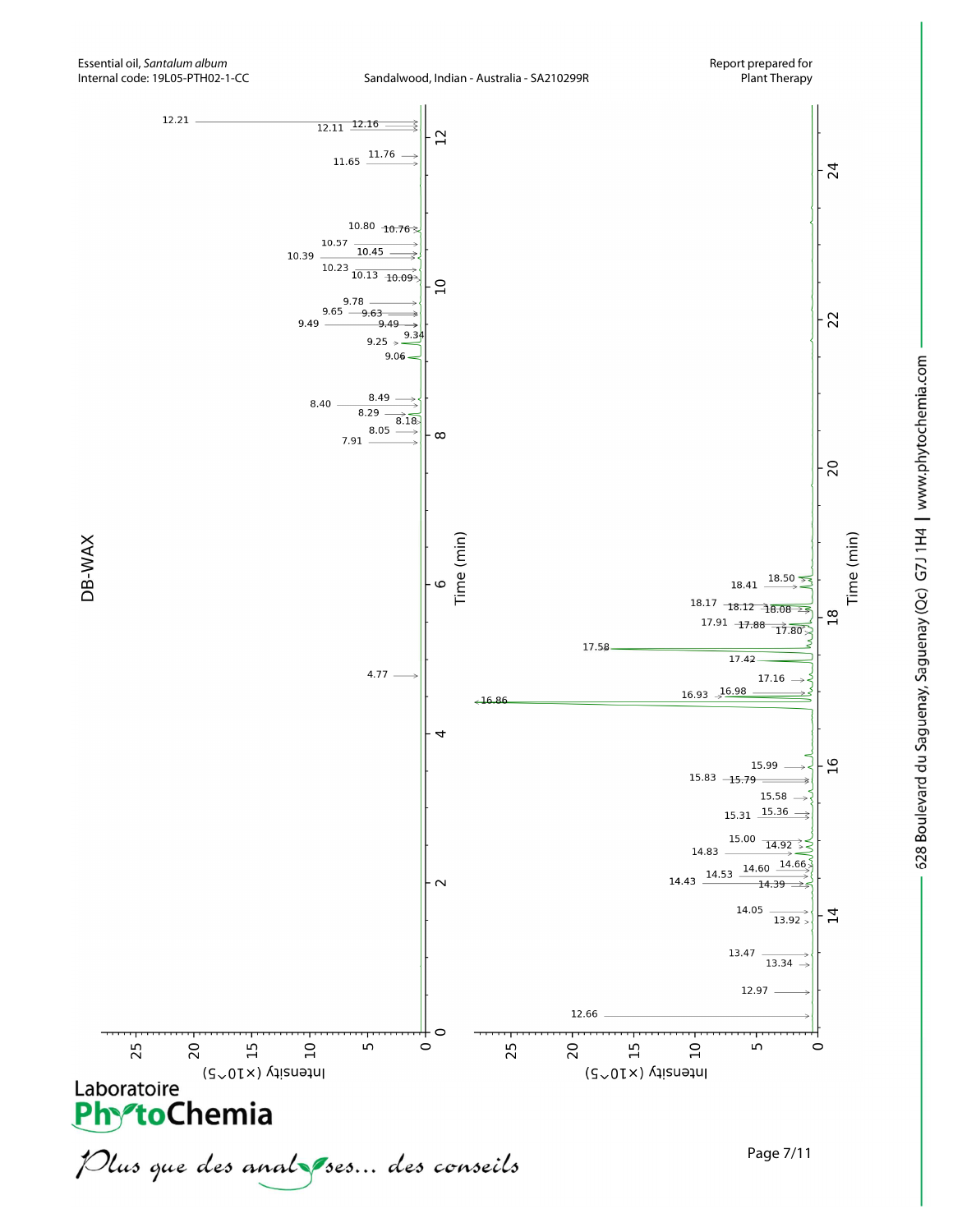## DB-WAX

Essential oil, *Santalum album*
Internal code: 19L05-PTH02-1-CC

Sandalwood, Indian - Australia - SA210299R

Report prepared for Plant Therapy

Peak labels (Time, min): 4.77, 7.91, 8.05, 8.18, 8.29, 8.40, 8.49, 9.06, 9.25, 9.34, 9.49, 9.49, 9.63, 9.65, 9.78, 10.09, 10.13, 10.23, 10.39, 10.45, 10.57, 10.76, 10.80, 11.65, 11.76, 12.11, 12.16, 12.21

12.66, 12.97, 13.34, 13.47, 13.92, 14.05, 14.39, 14.43, 14.53, 14.60, 14.66, 14.83, 14.92, 15.00, 15.31, 15.36, 15.58, 15.79, 15.83, 15.99, 16.86, 16.93, 16.98, 17.16, 17.42, 17.58, 17.80, 17.88, 17.91, 18.08, 18.12, 18.17, 18.41, 18.50

Axes: Intensity (×10^5); Time (min)

Laboratoire PhytoChemia

*Plus que des analyses... des conseils*

628 Boulevard du Saguenay, Saguenay (Qc) G7J 1H4 | www.phytochemia.com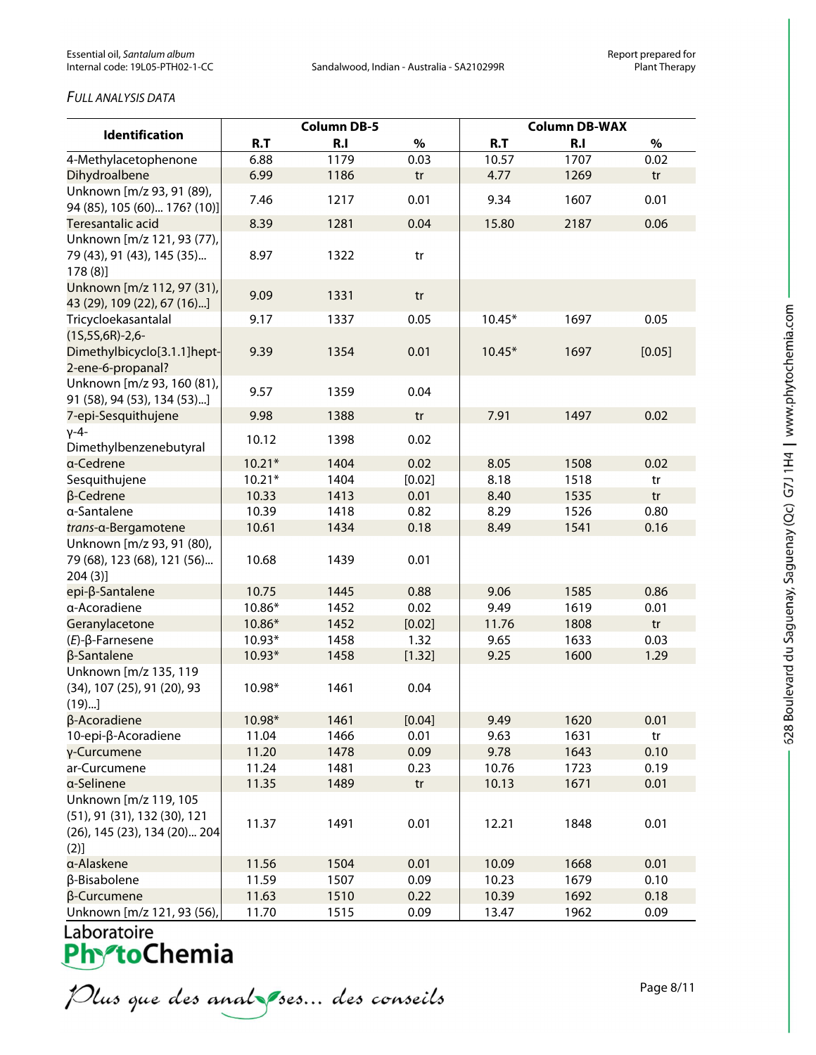*FULL ANALYSIS DATA*

| Identification | Column DB-5 | | | Column DB-WAX | | |
|---|---|---|---|---|---|---|
| | R.T | R.I | % | R.T | R.I | % |
| 4-Methylacetophenone | 6.88 | 1179 | 0.03 | 10.57 | 1707 | 0.02 |
| Dihydroalbene | 6.99 | 1186 | tr | 4.77 | 1269 | tr |
| Unknown [m/z 93, 91 (89), 94 (85), 105 (60)... 176? (10)] | 7.46 | 1217 | 0.01 | 9.34 | 1607 | 0.01 |
| Teresantalic acid | 8.39 | 1281 | 0.04 | 15.80 | 2187 | 0.06 |
| Unknown [m/z 121, 93 (77), 79 (43), 91 (43), 145 (35)... 178 (8)] | 8.97 | 1322 | tr | | | |
| Unknown [m/z 112, 97 (31), 43 (29), 109 (22), 67 (16)...] | 9.09 | 1331 | tr | | | |
| Tricycloekasantalal | 9.17 | 1337 | 0.05 | 10.45* | 1697 | 0.05 |
| (1S,5S,6R)-2,6-Dimethylbicyclo[3.1.1]hept-2-ene-6-propanal? | 9.39 | 1354 | 0.01 | 10.45* | 1697 | [0.05] |
| Unknown [m/z 93, 160 (81), 91 (58), 94 (53), 134 (53)...] | 9.57 | 1359 | 0.04 | | | |
| 7-epi-Sesquithujene | 9.98 | 1388 | tr | 7.91 | 1497 | 0.02 |
| γ-4-Dimethylbenzenebutyral | 10.12 | 1398 | 0.02 | | | |
| α-Cedrene | 10.21* | 1404 | 0.02 | 8.05 | 1508 | 0.02 |
| Sesquithujene | 10.21* | 1404 | [0.02] | 8.18 | 1518 | tr |
| β-Cedrene | 10.33 | 1413 | 0.01 | 8.40 | 1535 | tr |
| α-Santalene | 10.39 | 1418 | 0.82 | 8.29 | 1526 | 0.80 |
| *trans*-α-Bergamotene | 10.61 | 1434 | 0.18 | 8.49 | 1541 | 0.16 |
| Unknown [m/z 93, 91 (80), 79 (68), 123 (68), 121 (56)... 204 (3)] | 10.68 | 1439 | 0.01 | | | |
| epi-β-Santalene | 10.75 | 1445 | 0.88 | 9.06 | 1585 | 0.86 |
| α-Acoradiene | 10.86* | 1452 | 0.02 | 9.49 | 1619 | 0.01 |
| Geranylacetone | 10.86* | 1452 | [0.02] | 11.76 | 1808 | tr |
| (*E*)-β-Farnesene | 10.93* | 1458 | 1.32 | 9.65 | 1633 | 0.03 |
| β-Santalene | 10.93* | 1458 | [1.32] | 9.25 | 1600 | 1.29 |
| Unknown [m/z 135, 119 (34), 107 (25), 91 (20), 93 (19)...] | 10.98* | 1461 | 0.04 | | | |
| β-Acoradiene | 10.98* | 1461 | [0.04] | 9.49 | 1620 | 0.01 |
| 10-epi-β-Acoradiene | 11.04 | 1466 | 0.01 | 9.63 | 1631 | tr |
| γ-Curcumene | 11.20 | 1478 | 0.09 | 9.78 | 1643 | 0.10 |
| ar-Curcumene | 11.24 | 1481 | 0.23 | 10.76 | 1723 | 0.19 |
| α-Selinene | 11.35 | 1489 | tr | 10.13 | 1671 | 0.01 |
| Unknown [m/z 119, 105 (51), 91 (31), 132 (30), 121 (26), 145 (23), 134 (20)... 204 (2)] | 11.37 | 1491 | 0.01 | 12.21 | 1848 | 0.01 |
| α-Alaskene | 11.56 | 1504 | 0.01 | 10.09 | 1668 | 0.01 |
| β-Bisabolene | 11.59 | 1507 | 0.09 | 10.23 | 1679 | 0.10 |
| β-Curcumene | 11.63 | 1510 | 0.22 | 10.39 | 1692 | 0.18 |
| Unknown [m/z 121, 93 (56), | 11.70 | 1515 | 0.09 | 13.47 | 1962 | 0.09 |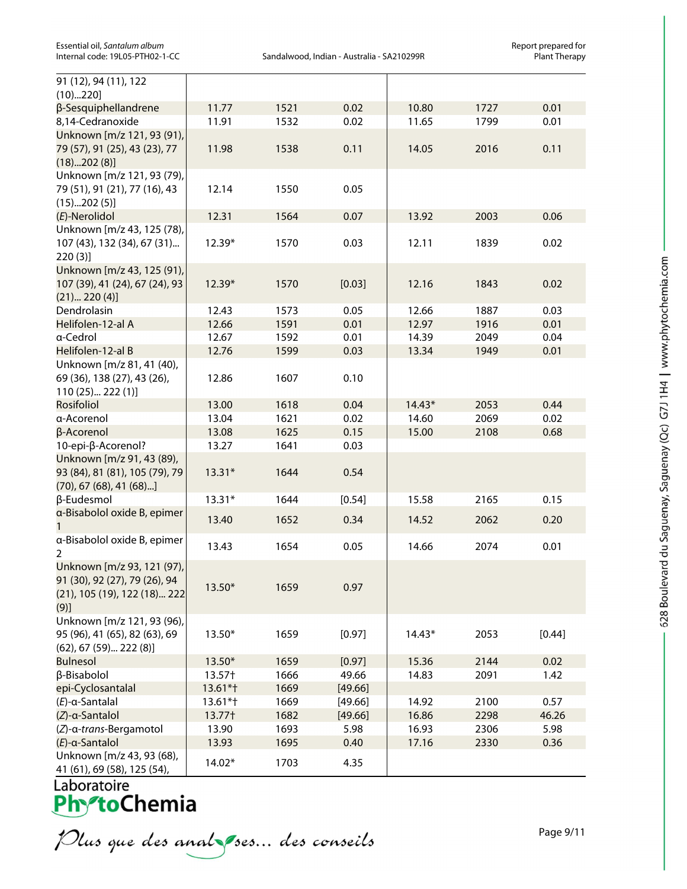| | | | | | | |
|---|---|---|---|---|---|---|
| 91 (12), 94 (11), 122 (10)...220] | | | | | | |
| β-Sesquiphellandrene | 11.77 | 1521 | 0.02 | 10.80 | 1727 | 0.01 |
| 8,14-Cedranoxide | 11.91 | 1532 | 0.02 | 11.65 | 1799 | 0.01 |
| Unknown [m/z 121, 93 (91), 79 (57), 91 (25), 43 (23), 77 (18)...202 (8)] | 11.98 | 1538 | 0.11 | 14.05 | 2016 | 0.11 |
| Unknown [m/z 121, 93 (79), 79 (51), 91 (21), 77 (16), 43 (15)...202 (5)] | 12.14 | 1550 | 0.05 | | | |
| (*E*)-Nerolidol | 12.31 | 1564 | 0.07 | 13.92 | 2003 | 0.06 |
| Unknown [m/z 43, 125 (78), 107 (43), 132 (34), 67 (31)... 220 (3)] | 12.39* | 1570 | 0.03 | 12.11 | 1839 | 0.02 |
| Unknown [m/z 43, 125 (91), 107 (39), 41 (24), 67 (24), 93 (21)... 220 (4)] | 12.39* | 1570 | [0.03] | 12.16 | 1843 | 0.02 |
| Dendrolasin | 12.43 | 1573 | 0.05 | 12.66 | 1887 | 0.03 |
| Helifolen-12-al A | 12.66 | 1591 | 0.01 | 12.97 | 1916 | 0.01 |
| α-Cedrol | 12.67 | 1592 | 0.01 | 14.39 | 2049 | 0.04 |
| Helifolen-12-al B | 12.76 | 1599 | 0.03 | 13.34 | 1949 | 0.01 |
| Unknown [m/z 81, 41 (40), 69 (36), 138 (27), 43 (26), 110 (25)... 222 (1)] | 12.86 | 1607 | 0.10 | | | |
| Rosifoliol | 13.00 | 1618 | 0.04 | 14.43* | 2053 | 0.44 |
| α-Acorenol | 13.04 | 1621 | 0.02 | 14.60 | 2069 | 0.02 |
| β-Acorenol | 13.08 | 1625 | 0.15 | 15.00 | 2108 | 0.68 |
| 10-epi-β-Acorenol? | 13.27 | 1641 | 0.03 | | | |
| Unknown [m/z 91, 43 (89), 93 (84), 81 (81), 105 (79), 79 (70), 67 (68), 41 (68)...] | 13.31* | 1644 | 0.54 | | | |
| β-Eudesmol | 13.31* | 1644 | [0.54] | 15.58 | 2165 | 0.15 |
| α-Bisabolol oxide B, epimer 1 | 13.40 | 1652 | 0.34 | 14.52 | 2062 | 0.20 |
| α-Bisabolol oxide B, epimer 2 | 13.43 | 1654 | 0.05 | 14.66 | 2074 | 0.01 |
| Unknown [m/z 93, 121 (97), 91 (30), 92 (27), 79 (26), 94 (21), 105 (19), 122 (18)... 222 (9)] | 13.50* | 1659 | 0.97 | | | |
| Unknown [m/z 121, 93 (96), 95 (96), 41 (65), 82 (63), 69 (62), 67 (59)... 222 (8)] | 13.50* | 1659 | [0.97] | 14.43* | 2053 | [0.44] |
| Bulnesol | 13.50* | 1659 | [0.97] | 15.36 | 2144 | 0.02 |
| β-Bisabolol | 13.57† | 1666 | 49.66 | 14.83 | 2091 | 1.42 |
| epi-Cyclosantalal | 13.61*† | 1669 | [49.66] | | | |
| (*E*)-α-Santalal | 13.61*† | 1669 | [49.66] | 14.92 | 2100 | 0.57 |
| (*Z*)-α-Santalol | 13.77† | 1682 | [49.66] | 16.86 | 2298 | 46.26 |
| (*Z*)-α-*trans*-Bergamotol | 13.90 | 1693 | 5.98 | 16.93 | 2306 | 5.98 |
| (*E*)-α-Santalol | 13.93 | 1695 | 0.40 | 17.16 | 2330 | 0.36 |
| Unknown [m/z 43, 93 (68), 41 (61), 69 (58), 125 (54), | 14.02* | 1703 | 4.35 | | | |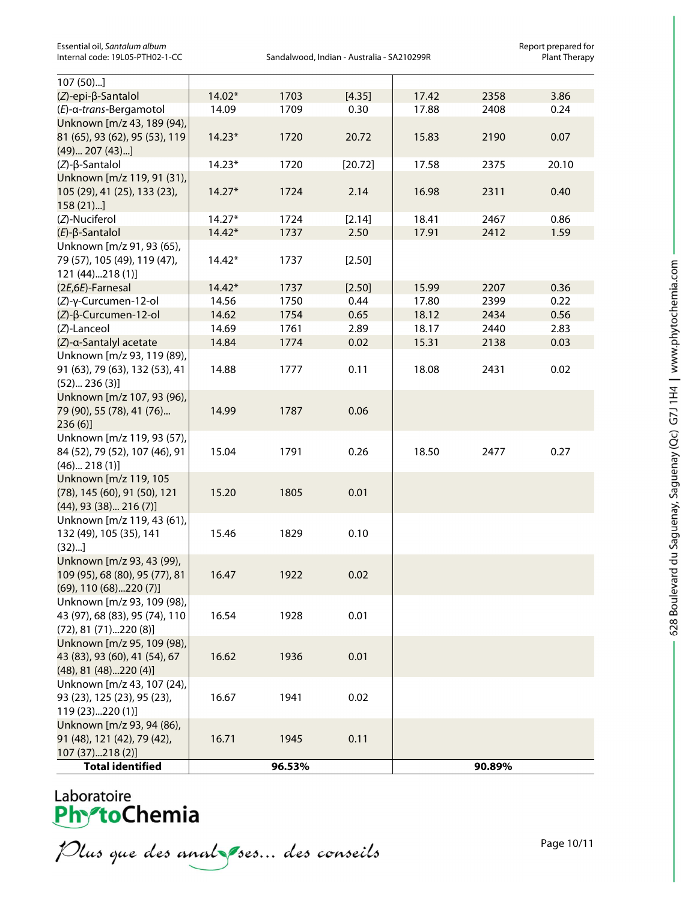| | | | | | | |
|---|---|---|---|---|---|---|
| 107 (50)...] | | | | | | |
| (*Z*)-epi-β-Santalol | 14.02* | 1703 | [4.35] | 17.42 | 2358 | 3.86 |
| (*E*)-α-*trans*-Bergamotol | 14.09 | 1709 | 0.30 | 17.88 | 2408 | 0.24 |
| Unknown [m/z 43, 189 (94), 81 (65), 93 (62), 95 (53), 119 (49)... 207 (43)...] | 14.23* | 1720 | 20.72 | 15.83 | 2190 | 0.07 |
| (*Z*)-β-Santalol | 14.23* | 1720 | [20.72] | 17.58 | 2375 | 20.10 |
| Unknown [m/z 119, 91 (31), 105 (29), 41 (25), 133 (23), 158 (21)...] | 14.27* | 1724 | 2.14 | 16.98 | 2311 | 0.40 |
| (*Z*)-Nuciferol | 14.27* | 1724 | [2.14] | 18.41 | 2467 | 0.86 |
| (*E*)-β-Santalol | 14.42* | 1737 | 2.50 | 17.91 | 2412 | 1.59 |
| Unknown [m/z 91, 93 (65), 79 (57), 105 (49), 119 (47), 121 (44)...218 (1)] | 14.42* | 1737 | [2.50] | | | |
| (2*E*,6*E*)-Farnesal | 14.42* | 1737 | [2.50] | 15.99 | 2207 | 0.36 |
| (*Z*)-γ-Curcumen-12-ol | 14.56 | 1750 | 0.44 | 17.80 | 2399 | 0.22 |
| (*Z*)-β-Curcumen-12-ol | 14.62 | 1754 | 0.65 | 18.12 | 2434 | 0.56 |
| (*Z*)-Lanceol | 14.69 | 1761 | 2.89 | 18.17 | 2440 | 2.83 |
| (*Z*)-α-Santalyl acetate | 14.84 | 1774 | 0.02 | 15.31 | 2138 | 0.03 |
| Unknown [m/z 93, 119 (89), 91 (63), 79 (63), 132 (53), 41 (52)... 236 (3)] | 14.88 | 1777 | 0.11 | 18.08 | 2431 | 0.02 |
| Unknown [m/z 107, 93 (96), 79 (90), 55 (78), 41 (76)... 236 (6)] | 14.99 | 1787 | 0.06 | | | |
| Unknown [m/z 119, 93 (57), 84 (52), 79 (52), 107 (46), 91 (46)... 218 (1)] | 15.04 | 1791 | 0.26 | 18.50 | 2477 | 0.27 |
| Unknown [m/z 119, 105 (78), 145 (60), 91 (50), 121 (44), 93 (38)... 216 (7)] | 15.20 | 1805 | 0.01 | | | |
| Unknown [m/z 119, 43 (61), 132 (49), 105 (35), 141 (32)...] | 15.46 | 1829 | 0.10 | | | |
| Unknown [m/z 93, 43 (99), 109 (95), 68 (80), 95 (77), 81 (69), 110 (68)...220 (7)] | 16.47 | 1922 | 0.02 | | | |
| Unknown [m/z 93, 109 (98), 43 (97), 68 (83), 95 (74), 110 (72), 81 (71)...220 (8)] | 16.54 | 1928 | 0.01 | | | |
| Unknown [m/z 95, 109 (98), 43 (83), 93 (60), 41 (54), 67 (48), 81 (48)...220 (4)] | 16.62 | 1936 | 0.01 | | | |
| Unknown [m/z 43, 107 (24), 93 (23), 125 (23), 95 (23), 119 (23)...220 (1)] | 16.67 | 1941 | 0.02 | | | |
| Unknown [m/z 93, 94 (86), 91 (48), 121 (42), 79 (42), 107 (37)...218 (2)] | 16.71 | 1945 | 0.11 | | | |
| **Total identified** | | **96.53%** | | | **90.89%** | |

Laboratoire PhytoChemia

*Plus que des analyses... des conseils*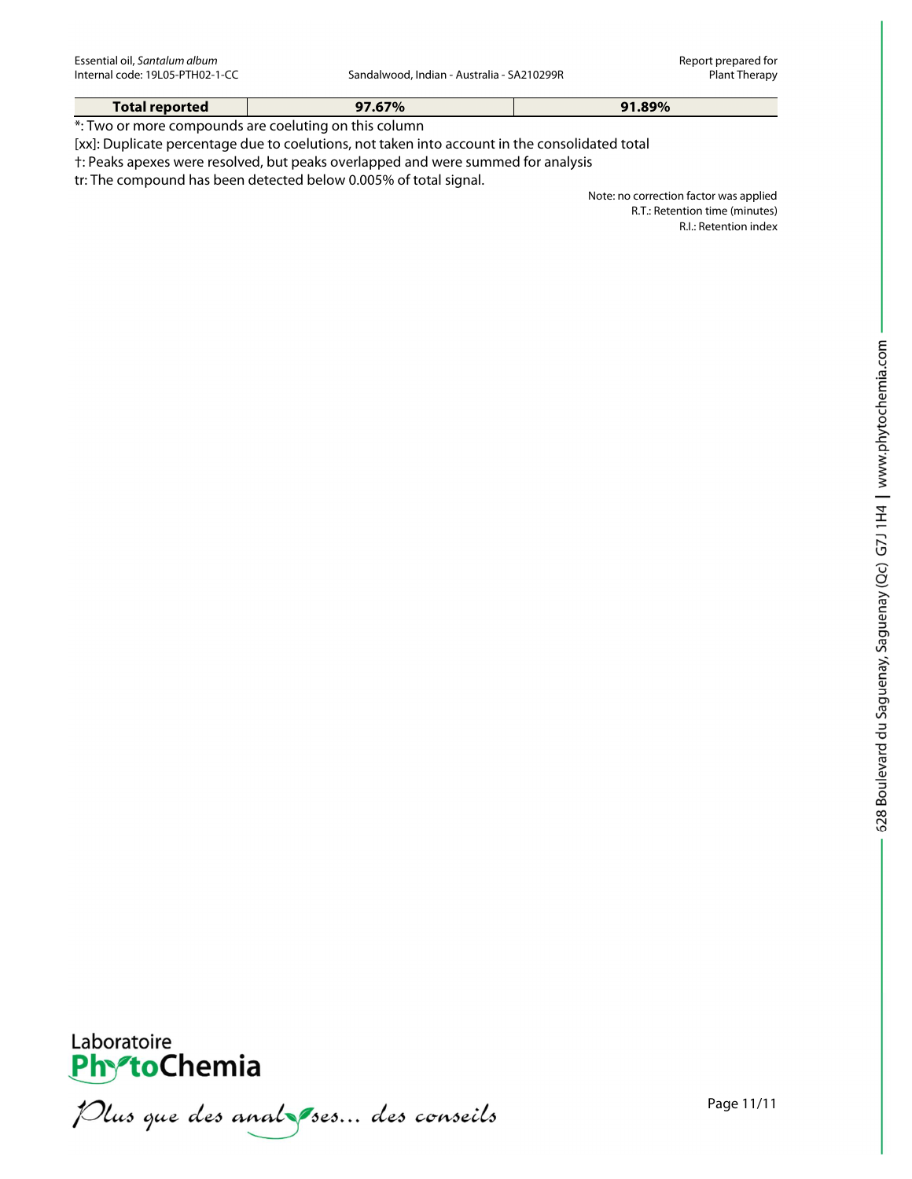| Total reported | 97.67% | 91.89% |
|---|---|---|

*: Two or more compounds are coeluting on this column

[xx]: Duplicate percentage due to coelutions, not taken into account in the consolidated total

†: Peaks apexes were resolved, but peaks overlapped and were summed for analysis

tr: The compound has been detected below 0.005% of total signal.

Note: no correction factor was applied
R.T.: Retention time (minutes)
R.I.: Retention index